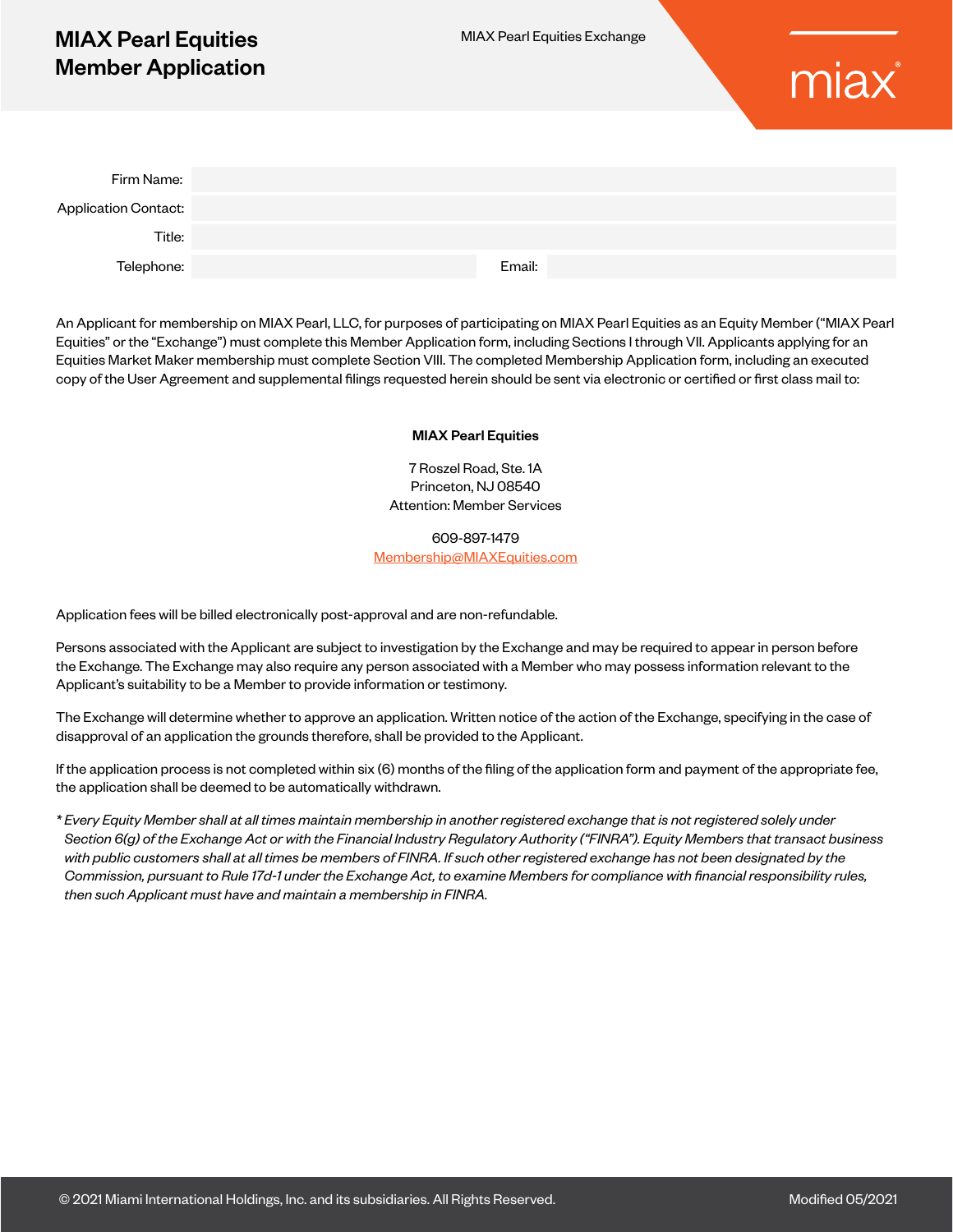# MIAX Pearl Equities Member Application

MIAX Pearl Equities Exchange

| | | | |
|---|---|---|---|
| Firm Name: | | | |
| Application Contact: | | | |
| Title: | | | |
| Telephone: | | Email: | |

An Applicant for membership on MIAX Pearl, LLC, for purposes of participating on MIAX Pearl Equities as an Equity Member ("MIAX Pearl Equities" or the "Exchange") must complete this Member Application form, including Sections I through VII. Applicants applying for an Equities Market Maker membership must complete Section VIII. The completed Membership Application form, including an executed copy of the User Agreement and supplemental filings requested herein should be sent via electronic or certified or first class mail to:

**MIAX Pearl Equities**

7 Roszel Road, Ste. 1A
Princeton, NJ 08540
Attention: Member Services

609-897-1479
Membership@MIAXEquities.com

Application fees will be billed electronically post-approval and are non-refundable.

Persons associated with the Applicant are subject to investigation by the Exchange and may be required to appear in person before the Exchange. The Exchange may also require any person associated with a Member who may possess information relevant to the Applicant's suitability to be a Member to provide information or testimony.

The Exchange will determine whether to approve an application. Written notice of the action of the Exchange, specifying in the case of disapproval of an application the grounds therefore, shall be provided to the Applicant.

If the application process is not completed within six (6) months of the filing of the application form and payment of the appropriate fee, the application shall be deemed to be automatically withdrawn.

*\* Every Equity Member shall at all times maintain membership in another registered exchange that is not registered solely under Section 6(g) of the Exchange Act or with the Financial Industry Regulatory Authority ("FINRA"). Equity Members that transact business with public customers shall at all times be members of FINRA. If such other registered exchange has not been designated by the Commission, pursuant to Rule 17d-1 under the Exchange Act, to examine Members for compliance with financial responsibility rules, then such Applicant must have and maintain a membership in FINRA.*

© 2021 Miami International Holdings, Inc. and its subsidiaries. All Rights Reserved. Modified 05/2021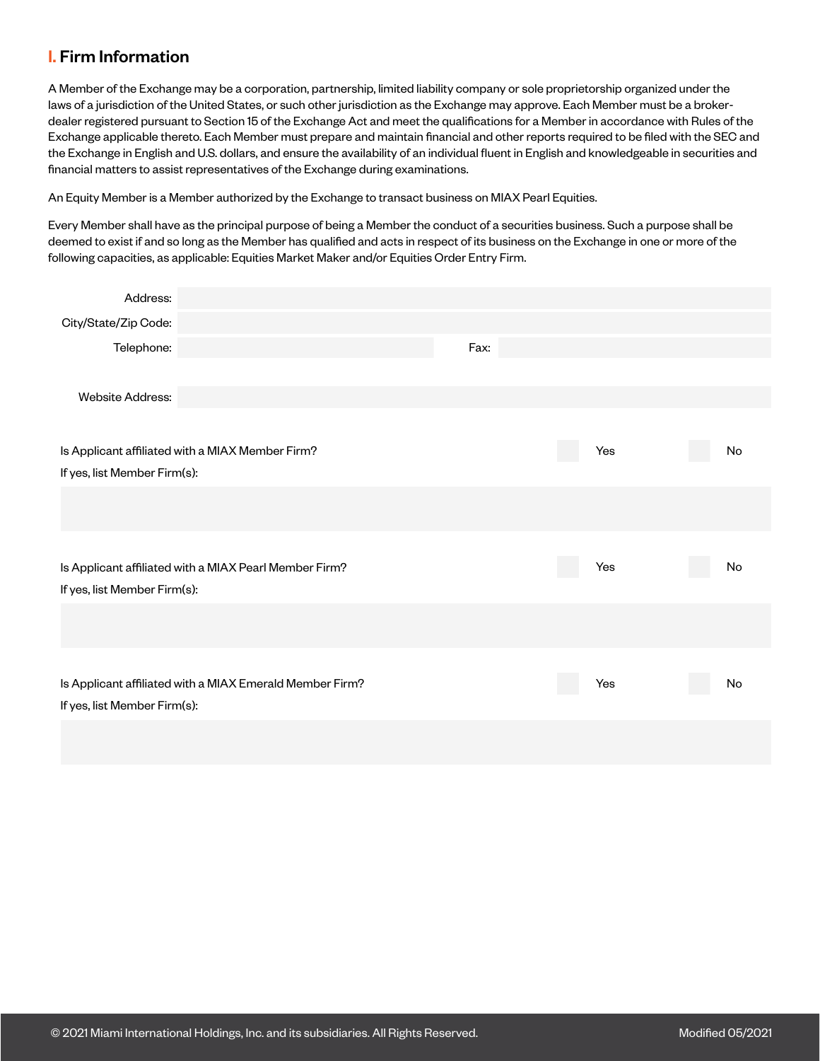## I. Firm Information

A Member of the Exchange may be a corporation, partnership, limited liability company or sole proprietorship organized under the laws of a jurisdiction of the United States, or such other jurisdiction as the Exchange may approve. Each Member must be a broker-dealer registered pursuant to Section 15 of the Exchange Act and meet the qualifications for a Member in accordance with Rules of the Exchange applicable thereto. Each Member must prepare and maintain financial and other reports required to be filed with the SEC and the Exchange in English and U.S. dollars, and ensure the availability of an individual fluent in English and knowledgeable in securities and financial matters to assist representatives of the Exchange during examinations.

An Equity Member is a Member authorized by the Exchange to transact business on MIAX Pearl Equities.

Every Member shall have as the principal purpose of being a Member the conduct of a securities business. Such a purpose shall be deemed to exist if and so long as the Member has qualified and acts in respect of its business on the Exchange in one or more of the following capacities, as applicable: Equities Market Maker and/or Equities Order Entry Firm.

Address:

City/State/Zip Code:

Telephone: Fax:

Website Address:

Is Applicant affiliated with a MIAX Member Firm? ☐ Yes ☐ No

If yes, list Member Firm(s):

Is Applicant affiliated with a MIAX Pearl Member Firm? ☐ Yes ☐ No

If yes, list Member Firm(s):

Is Applicant affiliated with a MIAX Emerald Member Firm? ☐ Yes ☐ No

If yes, list Member Firm(s):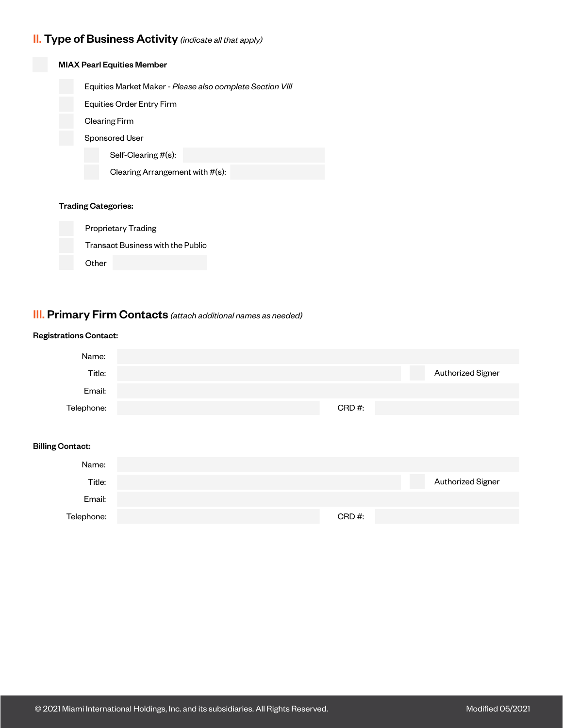## II. Type of Business Activity *(indicate all that apply)*

- [ ] **MIAX Pearl Equities Member**
  - [ ] Equities Market Maker - *Please also complete Section VIII*
  - [ ] Equities Order Entry Firm
  - [ ] Clearing Firm
  - [ ] Sponsored User
    - [ ] Self-Clearing #(s):
    - [ ] Clearing Arrangement with #(s):

**Trading Categories:**

- [ ] Proprietary Trading
- [ ] Transact Business with the Public
- [ ] Other

## III. Primary Firm Contacts *(attach additional names as needed)*

**Registrations Contact:**

Name:

Title: [ ] Authorized Signer

Email:

Telephone: CRD #:

**Billing Contact:**

Name:

Title: [ ] Authorized Signer

Email:

Telephone: CRD #: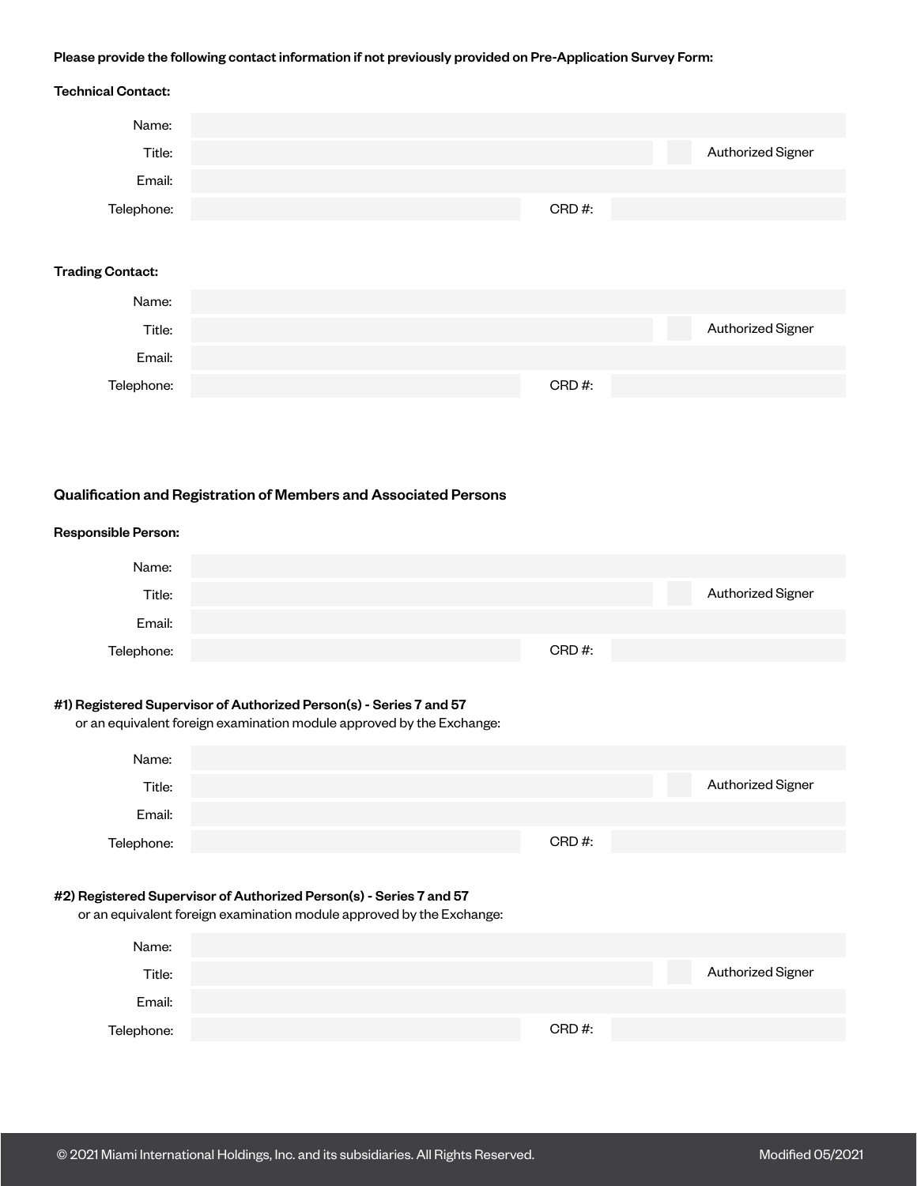**Please provide the following contact information if not previously provided on Pre-Application Survey Form:**

**Technical Contact:**

Name:

Title: ☐ Authorized Signer

Email:

Telephone: CRD #:

**Trading Contact:**

Name:

Title: ☐ Authorized Signer

Email:

Telephone: CRD #:

## Qualification and Registration of Members and Associated Persons

**Responsible Person:**

Name:

Title: ☐ Authorized Signer

Email:

Telephone: CRD #:

**#1) Registered Supervisor of Authorized Person(s) - Series 7 and 57**
or an equivalent foreign examination module approved by the Exchange:

Name:

Title: ☐ Authorized Signer

Email:

Telephone: CRD #:

**#2) Registered Supervisor of Authorized Person(s) - Series 7 and 57**
or an equivalent foreign examination module approved by the Exchange:

Name:

Title: ☐ Authorized Signer

Email:

Telephone: CRD #: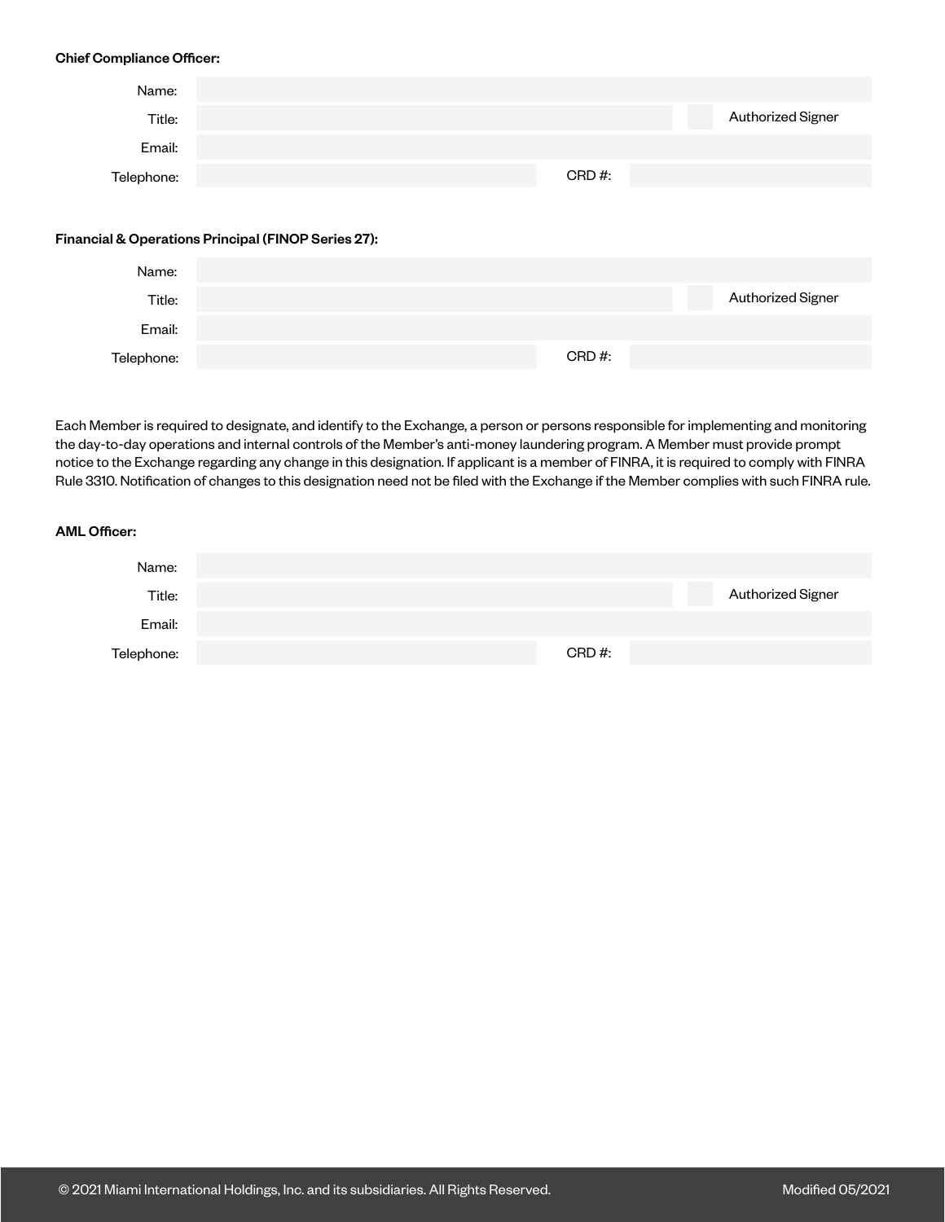**Chief Compliance Officer:**

| | | | |
|---|---|---|---|
| Name: | | | |
| Title: | | ☐ Authorized Signer | |
| Email: | | | |
| Telephone: | | CRD #: | |

**Financial & Operations Principal (FINOP Series 27):**

| | | | |
|---|---|---|---|
| Name: | | | |
| Title: | | ☐ Authorized Signer | |
| Email: | | | |
| Telephone: | | CRD #: | |

Each Member is required to designate, and identify to the Exchange, a person or persons responsible for implementing and monitoring the day-to-day operations and internal controls of the Member's anti-money laundering program. A Member must provide prompt notice to the Exchange regarding any change in this designation. If applicant is a member of FINRA, it is required to comply with FINRA Rule 3310. Notification of changes to this designation need not be filed with the Exchange if the Member complies with such FINRA rule.

**AML Officer:**

| | | | |
|---|---|---|---|
| Name: | | | |
| Title: | | ☐ Authorized Signer | |
| Email: | | | |
| Telephone: | | CRD #: | |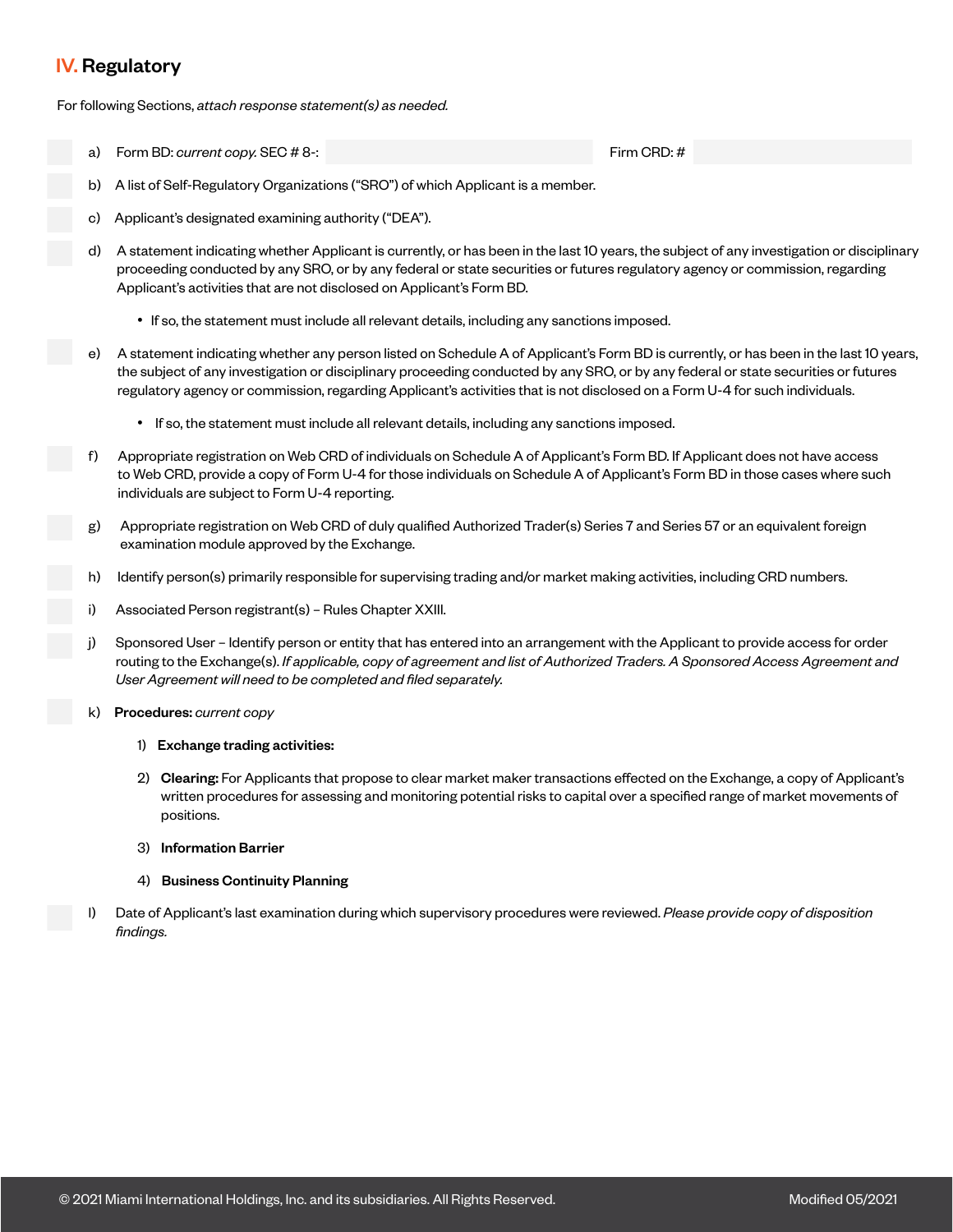## IV. Regulatory

For following Sections, *attach response statement(s) as needed.*

- a) Form BD: *current copy.* SEC # 8-: Firm CRD: #
- b) A list of Self-Regulatory Organizations ("SRO") of which Applicant is a member.
- c) Applicant's designated examining authority ("DEA").
- d) A statement indicating whether Applicant is currently, or has been in the last 10 years, the subject of any investigation or disciplinary proceeding conducted by any SRO, or by any federal or state securities or futures regulatory agency or commission, regarding Applicant's activities that are not disclosed on Applicant's Form BD.
  - If so, the statement must include all relevant details, including any sanctions imposed.
- e) A statement indicating whether any person listed on Schedule A of Applicant's Form BD is currently, or has been in the last 10 years, the subject of any investigation or disciplinary proceeding conducted by any SRO, or by any federal or state securities or futures regulatory agency or commission, regarding Applicant's activities that is not disclosed on a Form U-4 for such individuals.
  - If so, the statement must include all relevant details, including any sanctions imposed.
- f) Appropriate registration on Web CRD of individuals on Schedule A of Applicant's Form BD. If Applicant does not have access to Web CRD, provide a copy of Form U-4 for those individuals on Schedule A of Applicant's Form BD in those cases where such individuals are subject to Form U-4 reporting.
- g) Appropriate registration on Web CRD of duly qualified Authorized Trader(s) Series 7 and Series 57 or an equivalent foreign examination module approved by the Exchange.
- h) Identify person(s) primarily responsible for supervising trading and/or market making activities, including CRD numbers.
- i) Associated Person registrant(s) – Rules Chapter XXIII.
- j) Sponsored User – Identify person or entity that has entered into an arrangement with the Applicant to provide access for order routing to the Exchange(s). *If applicable, copy of agreement and list of Authorized Traders. A Sponsored Access Agreement and User Agreement will need to be completed and filed separately.*
- k) **Procedures:** *current copy*
  1) **Exchange trading activities:**
  2) **Clearing:** For Applicants that propose to clear market maker transactions effected on the Exchange, a copy of Applicant's written procedures for assessing and monitoring potential risks to capital over a specified range of market movements of positions.
  3) **Information Barrier**
  4) **Business Continuity Planning**
- l) Date of Applicant's last examination during which supervisory procedures were reviewed. *Please provide copy of disposition findings.*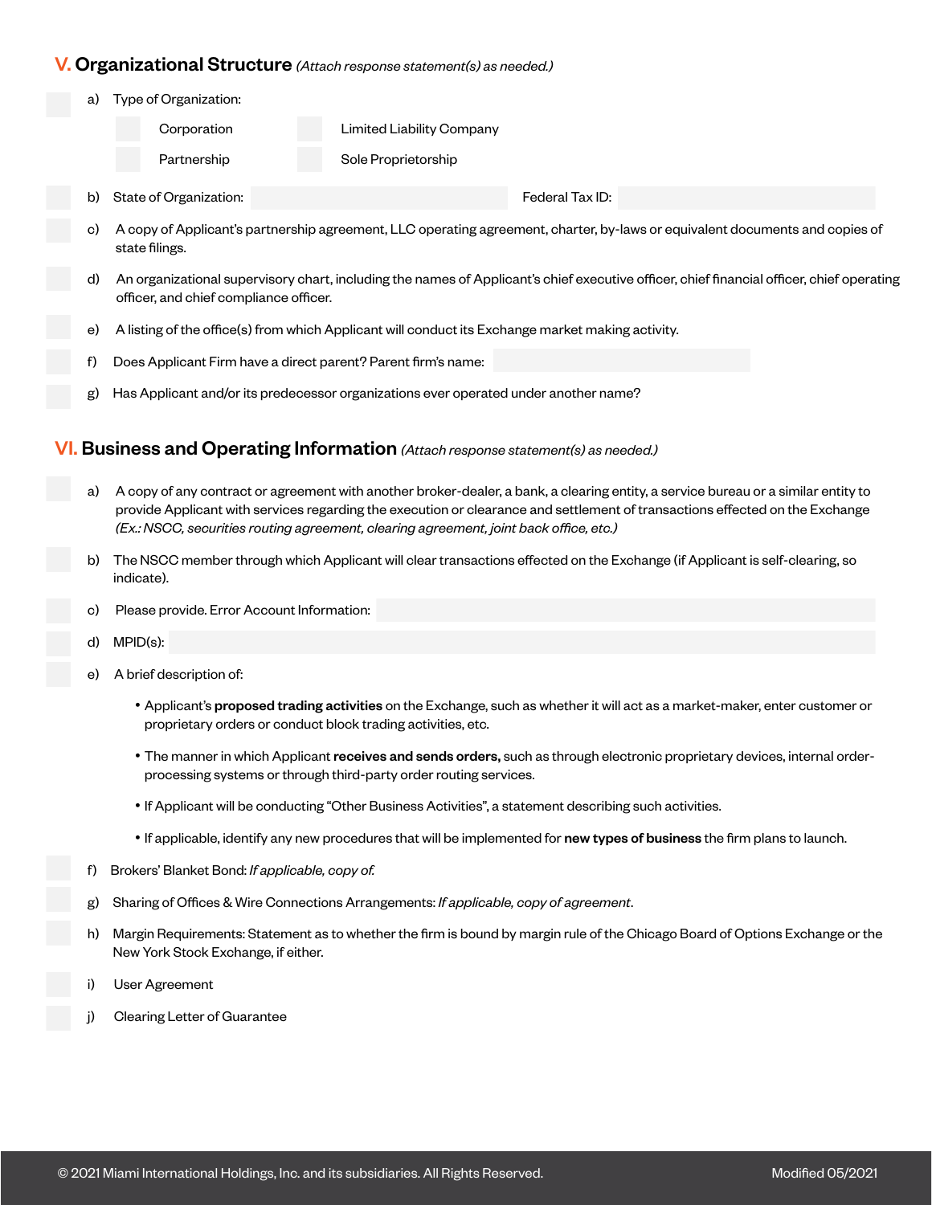## V. Organizational Structure *(Attach response statement(s) as needed.)*

a) Type of Organization:

- Corporation
- Limited Liability Company
- Partnership
- Sole Proprietorship

b) State of Organization: Federal Tax ID:

c) A copy of Applicant's partnership agreement, LLC operating agreement, charter, by-laws or equivalent documents and copies of state filings.

d) An organizational supervisory chart, including the names of Applicant's chief executive officer, chief financial officer, chief operating officer, and chief compliance officer.

e) A listing of the office(s) from which Applicant will conduct its Exchange market making activity.

f) Does Applicant Firm have a direct parent? Parent firm's name:

g) Has Applicant and/or its predecessor organizations ever operated under another name?

## VI. Business and Operating Information *(Attach response statement(s) as needed.)*

a) A copy of any contract or agreement with another broker-dealer, a bank, a clearing entity, a service bureau or a similar entity to provide Applicant with services regarding the execution or clearance and settlement of transactions effected on the Exchange *(Ex.: NSCC, securities routing agreement, clearing agreement, joint back office, etc.)*

b) The NSCC member through which Applicant will clear transactions effected on the Exchange (if Applicant is self-clearing, so indicate).

c) Please provide. Error Account Information:

d) MPID(s):

e) A brief description of:

- Applicant's **proposed trading activities** on the Exchange, such as whether it will act as a market-maker, enter customer or proprietary orders or conduct block trading activities, etc.
- The manner in which Applicant **receives and sends orders,** such as through electronic proprietary devices, internal order-processing systems or through third-party order routing services.
- If Applicant will be conducting "Other Business Activities", a statement describing such activities.
- If applicable, identify any new procedures that will be implemented for **new types of business** the firm plans to launch.

f) Brokers' Blanket Bond: *If applicable, copy of.*

g) Sharing of Offices & Wire Connections Arrangements: *If applicable, copy of agreement*.

h) Margin Requirements: Statement as to whether the firm is bound by margin rule of the Chicago Board of Options Exchange or the New York Stock Exchange, if either.

i) User Agreement

j) Clearing Letter of Guarantee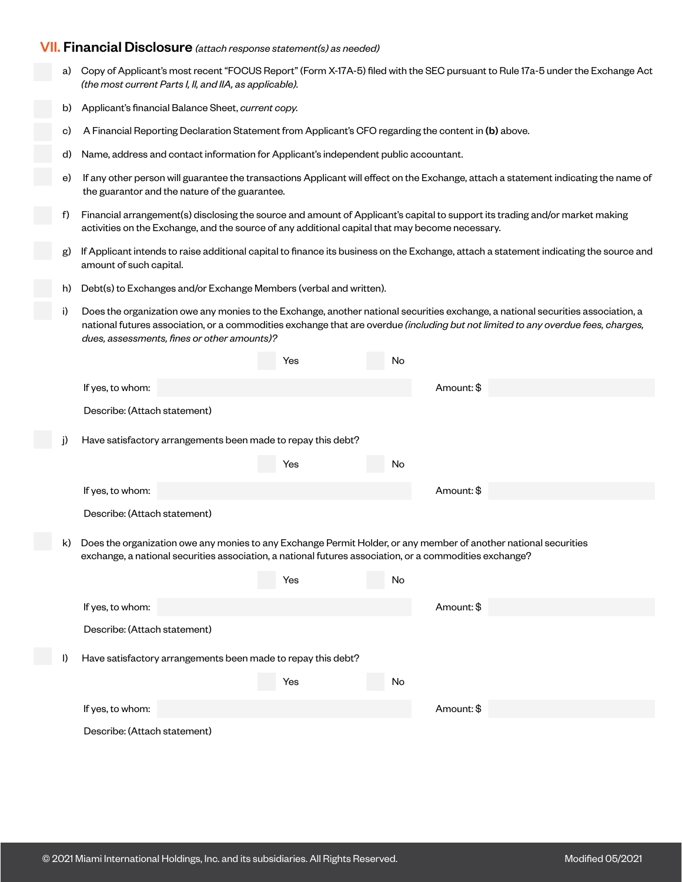## VII. Financial Disclosure *(attach response statement(s) as needed)*

- ☐ a) Copy of Applicant's most recent "FOCUS Report" (Form X-17A-5) filed with the SEC pursuant to Rule 17a-5 under the Exchange Act *(the most current Parts I, II, and IIA, as applicable).*
- ☐ b) Applicant's financial Balance Sheet, *current copy.*
- ☐ c) A Financial Reporting Declaration Statement from Applicant's CFO regarding the content in **(b)** above.
- ☐ d) Name, address and contact information for Applicant's independent public accountant.
- ☐ e) If any other person will guarantee the transactions Applicant will effect on the Exchange, attach a statement indicating the name of the guarantor and the nature of the guarantee.
- ☐ f) Financial arrangement(s) disclosing the source and amount of Applicant's capital to support its trading and/or market making activities on the Exchange, and the source of any additional capital that may become necessary.
- ☐ g) If Applicant intends to raise additional capital to finance its business on the Exchange, attach a statement indicating the source and amount of such capital.
- ☐ h) Debt(s) to Exchanges and/or Exchange Members (verbal and written).
- ☐ i) Does the organization owe any monies to the Exchange, another national securities exchange, a national securities association, a national futures association, or a commodities exchange that are overdue *(including but not limited to any overdue fees, charges, dues, assessments, fines or other amounts)?*

  ☐ Yes ☐ No

  If yes, to whom: ______________ Amount: $ ______________

  Describe: (Attach statement)

- ☐ j) Have satisfactory arrangements been made to repay this debt?

  ☐ Yes ☐ No

  If yes, to whom: ______________ Amount: $ ______________

  Describe: (Attach statement)

- ☐ k) Does the organization owe any monies to any Exchange Permit Holder, or any member of another national securities exchange, a national securities association, a national futures association, or a commodities exchange?

  ☐ Yes ☐ No

  If yes, to whom: ______________ Amount: $ ______________

  Describe: (Attach statement)

- ☐ l) Have satisfactory arrangements been made to repay this debt?

  ☐ Yes ☐ No

  If yes, to whom: ______________ Amount: $ ______________

  Describe: (Attach statement)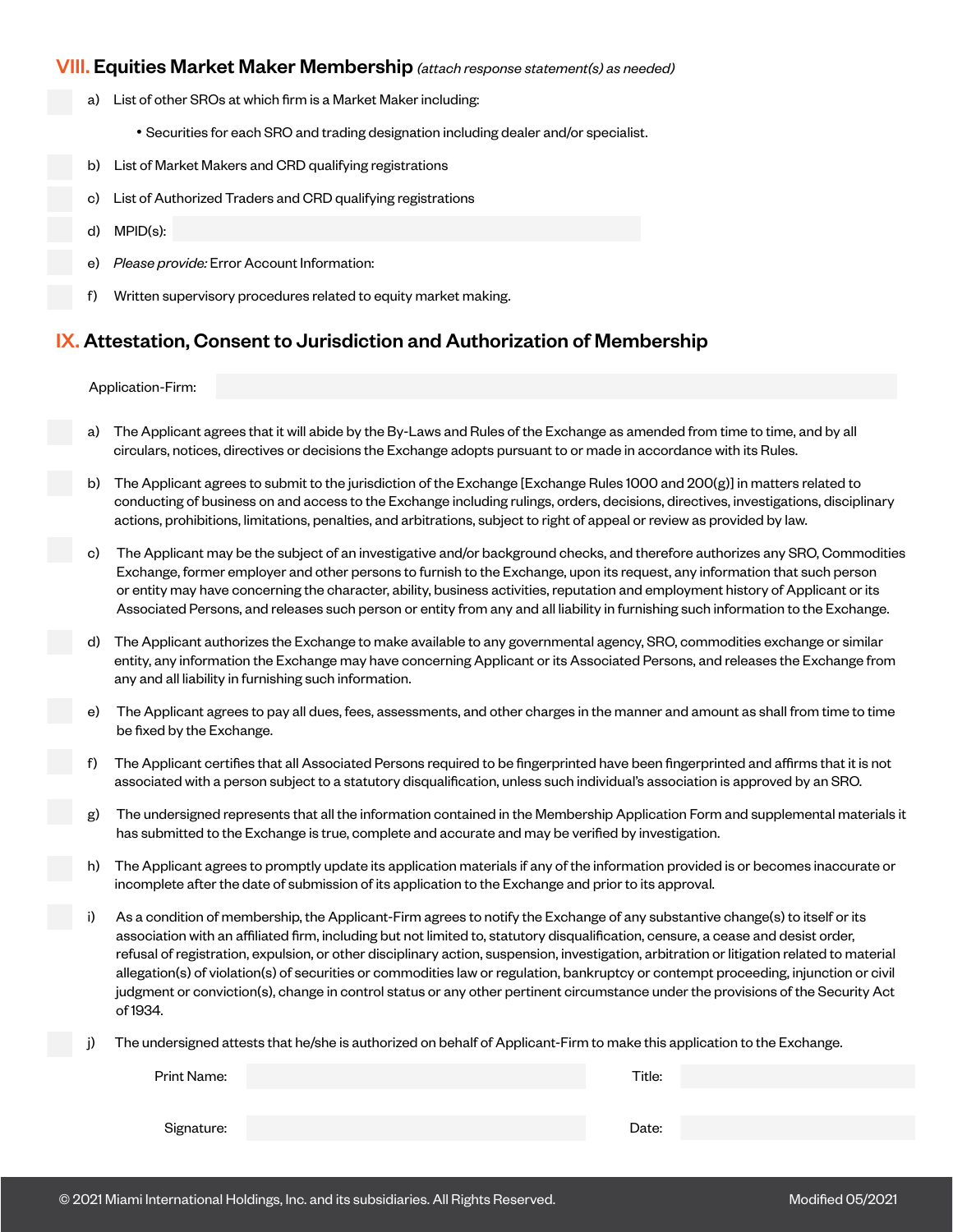## VIII. Equities Market Maker Membership *(attach response statement(s) as needed)*

a) List of other SROs at which firm is a Market Maker including:

- Securities for each SRO and trading designation including dealer and/or specialist.

b) List of Market Makers and CRD qualifying registrations

c) List of Authorized Traders and CRD qualifying registrations

d) MPID(s):

e) *Please provide:* Error Account Information:

f) Written supervisory procedures related to equity market making.

## IX. Attestation, Consent to Jurisdiction and Authorization of Membership

Application-Firm:

a) The Applicant agrees that it will abide by the By-Laws and Rules of the Exchange as amended from time to time, and by all circulars, notices, directives or decisions the Exchange adopts pursuant to or made in accordance with its Rules.

b) The Applicant agrees to submit to the jurisdiction of the Exchange [Exchange Rules 1000 and 200(g)] in matters related to conducting of business on and access to the Exchange including rulings, orders, decisions, directives, investigations, disciplinary actions, prohibitions, limitations, penalties, and arbitrations, subject to right of appeal or review as provided by law.

c) The Applicant may be the subject of an investigative and/or background checks, and therefore authorizes any SRO, Commodities Exchange, former employer and other persons to furnish to the Exchange, upon its request, any information that such person or entity may have concerning the character, ability, business activities, reputation and employment history of Applicant or its Associated Persons, and releases such person or entity from any and all liability in furnishing such information to the Exchange.

d) The Applicant authorizes the Exchange to make available to any governmental agency, SRO, commodities exchange or similar entity, any information the Exchange may have concerning Applicant or its Associated Persons, and releases the Exchange from any and all liability in furnishing such information.

e) The Applicant agrees to pay all dues, fees, assessments, and other charges in the manner and amount as shall from time to time be fixed by the Exchange.

f) The Applicant certifies that all Associated Persons required to be fingerprinted have been fingerprinted and affirms that it is not associated with a person subject to a statutory disqualification, unless such individual's association is approved by an SRO.

g) The undersigned represents that all the information contained in the Membership Application Form and supplemental materials it has submitted to the Exchange is true, complete and accurate and may be verified by investigation.

h) The Applicant agrees to promptly update its application materials if any of the information provided is or becomes inaccurate or incomplete after the date of submission of its application to the Exchange and prior to its approval.

i) As a condition of membership, the Applicant-Firm agrees to notify the Exchange of any substantive change(s) to itself or its association with an affiliated firm, including but not limited to, statutory disqualification, censure, a cease and desist order, refusal of registration, expulsion, or other disciplinary action, suspension, investigation, arbitration or litigation related to material allegation(s) of violation(s) of securities or commodities law or regulation, bankruptcy or contempt proceeding, injunction or civil judgment or conviction(s), change in control status or any other pertinent circumstance under the provisions of the Security Act of 1934.

j) The undersigned attests that he/she is authorized on behalf of Applicant-Firm to make this application to the Exchange.

Print Name: Title:

Signature: Date:

© 2021 Miami International Holdings, Inc. and its subsidiaries. All Rights Reserved. Modified 05/2021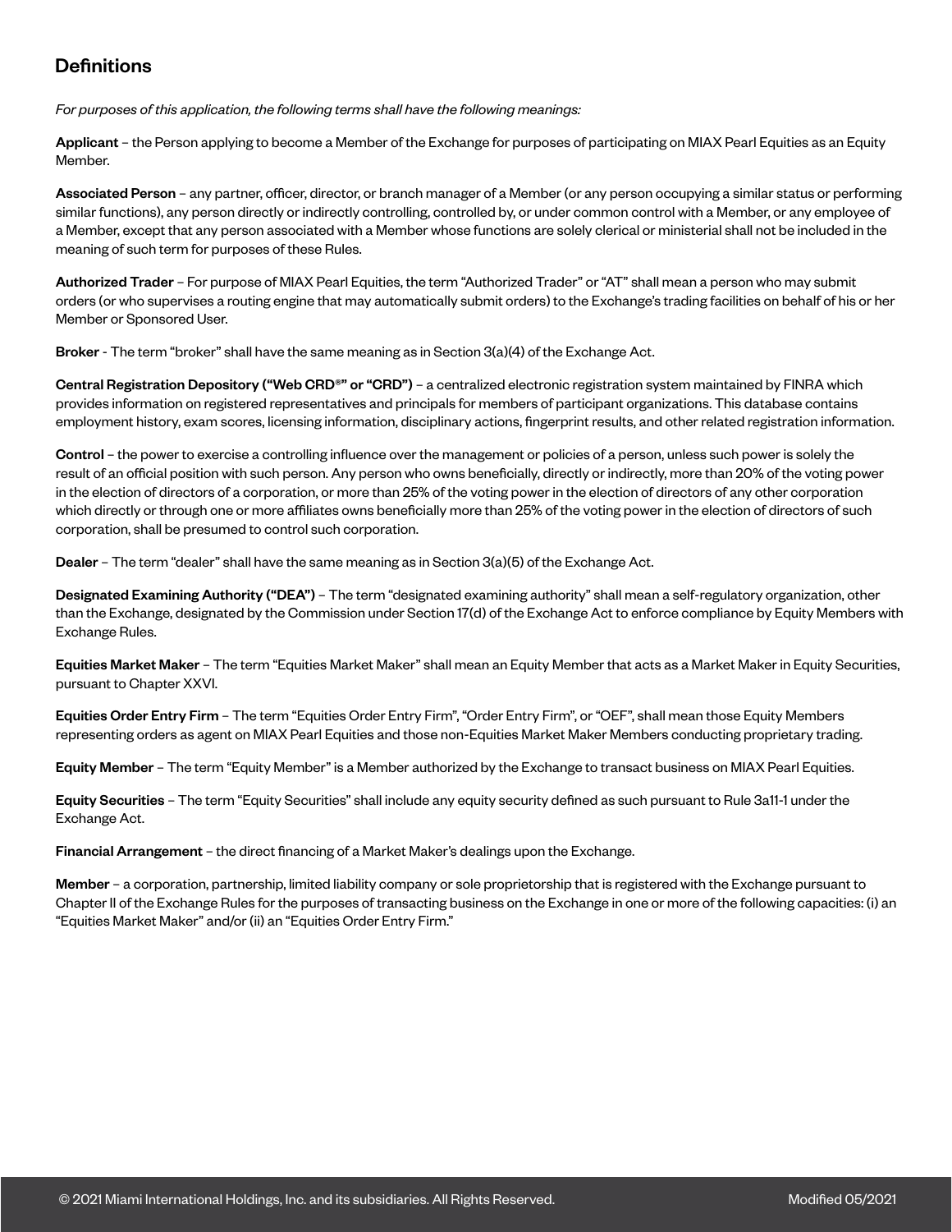## Definitions

*For purposes of this application, the following terms shall have the following meanings:*

**Applicant** – the Person applying to become a Member of the Exchange for purposes of participating on MIAX Pearl Equities as an Equity Member.

**Associated Person** – any partner, officer, director, or branch manager of a Member (or any person occupying a similar status or performing similar functions), any person directly or indirectly controlling, controlled by, or under common control with a Member, or any employee of a Member, except that any person associated with a Member whose functions are solely clerical or ministerial shall not be included in the meaning of such term for purposes of these Rules.

**Authorized Trader** – For purpose of MIAX Pearl Equities, the term "Authorized Trader" or "AT" shall mean a person who may submit orders (or who supervises a routing engine that may automatically submit orders) to the Exchange's trading facilities on behalf of his or her Member or Sponsored User.

**Broker** - The term "broker" shall have the same meaning as in Section 3(a)(4) of the Exchange Act.

**Central Registration Depository ("Web CRD®" or "CRD")** – a centralized electronic registration system maintained by FINRA which provides information on registered representatives and principals for members of participant organizations. This database contains employment history, exam scores, licensing information, disciplinary actions, fingerprint results, and other related registration information.

**Control** – the power to exercise a controlling influence over the management or policies of a person, unless such power is solely the result of an official position with such person. Any person who owns beneficially, directly or indirectly, more than 20% of the voting power in the election of directors of a corporation, or more than 25% of the voting power in the election of directors of any other corporation which directly or through one or more affiliates owns beneficially more than 25% of the voting power in the election of directors of such corporation, shall be presumed to control such corporation.

**Dealer** – The term "dealer" shall have the same meaning as in Section 3(a)(5) of the Exchange Act.

**Designated Examining Authority ("DEA")** – The term "designated examining authority" shall mean a self-regulatory organization, other than the Exchange, designated by the Commission under Section 17(d) of the Exchange Act to enforce compliance by Equity Members with Exchange Rules.

**Equities Market Maker** – The term "Equities Market Maker" shall mean an Equity Member that acts as a Market Maker in Equity Securities, pursuant to Chapter XXVI.

**Equities Order Entry Firm** – The term "Equities Order Entry Firm", "Order Entry Firm", or "OEF", shall mean those Equity Members representing orders as agent on MIAX Pearl Equities and those non-Equities Market Maker Members conducting proprietary trading.

**Equity Member** – The term "Equity Member" is a Member authorized by the Exchange to transact business on MIAX Pearl Equities.

**Equity Securities** – The term "Equity Securities" shall include any equity security defined as such pursuant to Rule 3a11-1 under the Exchange Act.

**Financial Arrangement** – the direct financing of a Market Maker's dealings upon the Exchange.

**Member** – a corporation, partnership, limited liability company or sole proprietorship that is registered with the Exchange pursuant to Chapter II of the Exchange Rules for the purposes of transacting business on the Exchange in one or more of the following capacities: (i) an "Equities Market Maker" and/or (ii) an "Equities Order Entry Firm."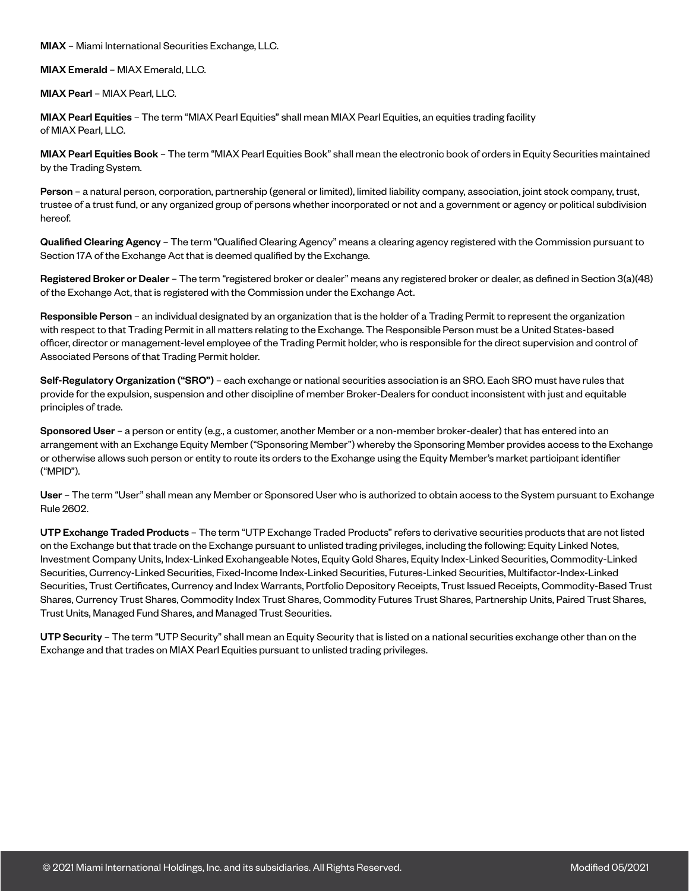**MIAX** – Miami International Securities Exchange, LLC.

**MIAX Emerald** – MIAX Emerald, LLC.

**MIAX Pearl** – MIAX Pearl, LLC.

**MIAX Pearl Equities** – The term "MIAX Pearl Equities" shall mean MIAX Pearl Equities, an equities trading facility of MIAX Pearl, LLC.

**MIAX Pearl Equities Book** – The term "MIAX Pearl Equities Book" shall mean the electronic book of orders in Equity Securities maintained by the Trading System.

**Person** – a natural person, corporation, partnership (general or limited), limited liability company, association, joint stock company, trust, trustee of a trust fund, or any organized group of persons whether incorporated or not and a government or agency or political subdivision hereof.

**Qualified Clearing Agency** – The term "Qualified Clearing Agency" means a clearing agency registered with the Commission pursuant to Section 17A of the Exchange Act that is deemed qualified by the Exchange.

**Registered Broker or Dealer** – The term "registered broker or dealer" means any registered broker or dealer, as defined in Section 3(a)(48) of the Exchange Act, that is registered with the Commission under the Exchange Act.

**Responsible Person** – an individual designated by an organization that is the holder of a Trading Permit to represent the organization with respect to that Trading Permit in all matters relating to the Exchange. The Responsible Person must be a United States-based officer, director or management-level employee of the Trading Permit holder, who is responsible for the direct supervision and control of Associated Persons of that Trading Permit holder.

**Self-Regulatory Organization ("SRO")** – each exchange or national securities association is an SRO. Each SRO must have rules that provide for the expulsion, suspension and other discipline of member Broker-Dealers for conduct inconsistent with just and equitable principles of trade.

**Sponsored User** – a person or entity (e.g., a customer, another Member or a non-member broker-dealer) that has entered into an arrangement with an Exchange Equity Member ("Sponsoring Member") whereby the Sponsoring Member provides access to the Exchange or otherwise allows such person or entity to route its orders to the Exchange using the Equity Member's market participant identifier ("MPID").

**User** – The term "User" shall mean any Member or Sponsored User who is authorized to obtain access to the System pursuant to Exchange Rule 2602.

**UTP Exchange Traded Products** – The term "UTP Exchange Traded Products" refers to derivative securities products that are not listed on the Exchange but that trade on the Exchange pursuant to unlisted trading privileges, including the following: Equity Linked Notes, Investment Company Units, Index-Linked Exchangeable Notes, Equity Gold Shares, Equity Index-Linked Securities, Commodity-Linked Securities, Currency-Linked Securities, Fixed-Income Index-Linked Securities, Futures-Linked Securities, Multifactor-Index-Linked Securities, Trust Certificates, Currency and Index Warrants, Portfolio Depository Receipts, Trust Issued Receipts, Commodity-Based Trust Shares, Currency Trust Shares, Commodity Index Trust Shares, Commodity Futures Trust Shares, Partnership Units, Paired Trust Shares, Trust Units, Managed Fund Shares, and Managed Trust Securities.

**UTP Security** – The term "UTP Security" shall mean an Equity Security that is listed on a national securities exchange other than on the Exchange and that trades on MIAX Pearl Equities pursuant to unlisted trading privileges.

© 2021 Miami International Holdings, Inc. and its subsidiaries. All Rights Reserved. Modified 05/2021